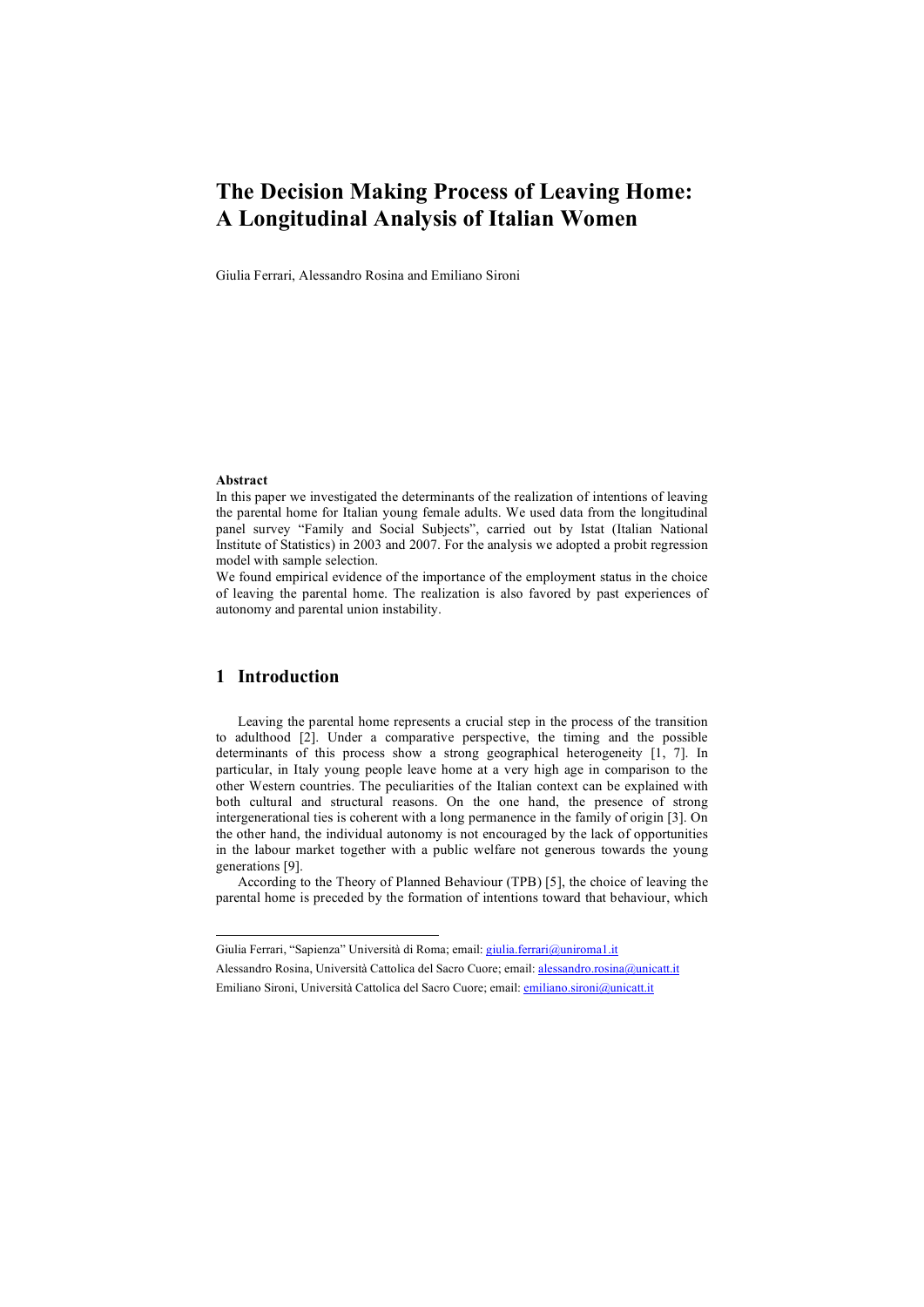# The Decision Making Process of Leaving Home: A Longitudinal Analysis of Italian Women

Giulia Ferrari, Alessandro Rosina and Emiliano Sironi

**Abstract**

In this paper we investigated the determinants of the realization of intentions of leaving the parental home for Italian young female adults. We used data from the longitudinal panel survey "Family and Social Subjects", carried out by Istat (Italian National Institute of Statistics) in 2003 and 2007. For the analysis we adopted a probit regression model with sample selection.

We found empirical evidence of the importance of the employment status in the choice of leaving the parental home. The realization is also favored by past experiences of autonomy and parental union instability.

## 1 Introduction

Leaving the parental home represents a crucial step in the process of the transition to adulthood [2]. Under a comparative perspective, the timing and the possible determinants of this process show a strong geographical heterogeneity [1, 7]. In particular, in Italy young people leave home at a very high age in comparison to the other Western countries. The peculiarities of the Italian context can be explained with both cultural and structural reasons. On the one hand, the presence of strong intergenerational ties is coherent with a long permanence in the family of origin [3]. On the other hand, the individual autonomy is not encouraged by the lack of opportunities in the labour market together with a public welfare not generous towards the young generations [9].

According to the Theory of Planned Behaviour (TPB) [5], the choice of leaving the parental home is preceded by the formation of intentions toward that behaviour, which

---

Giulia Ferrari, "Sapienza" Università di Roma; email: giulia.ferrari@uniroma1.it

Alessandro Rosina, Università Cattolica del Sacro Cuore; email: alessandro.rosina@unicatt.it

Emiliano Sironi, Università Cattolica del Sacro Cuore; email: emiliano.sironi@unicatt.it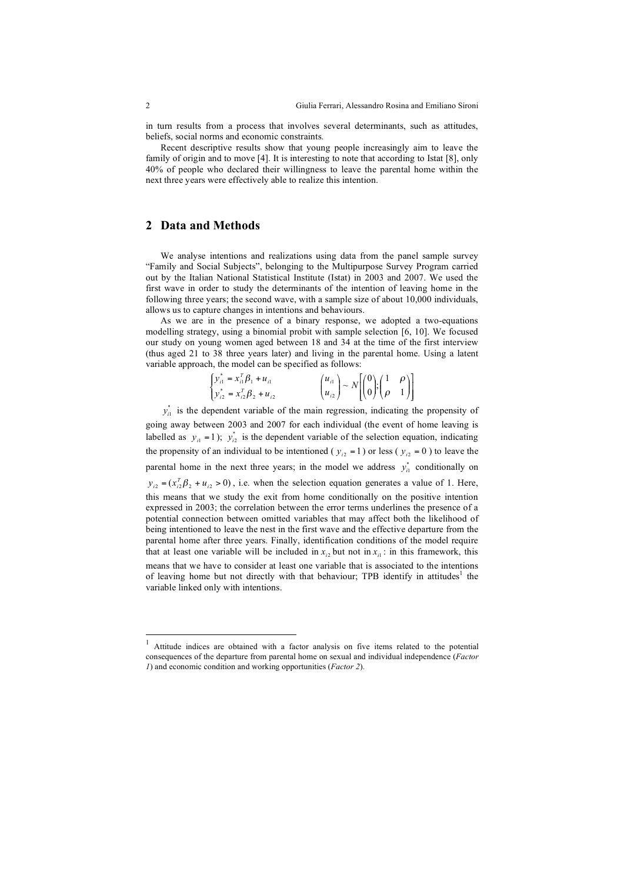in turn results from a process that involves several determinants, such as attitudes, beliefs, social norms and economic constraints.

Recent descriptive results show that young people increasingly aim to leave the family of origin and to move [4]. It is interesting to note that according to Istat [8], only 40% of people who declared their willingness to leave the parental home within the next three years were effectively able to realize this intention.

## 2 Data and Methods

We analyse intentions and realizations using data from the panel sample survey "Family and Social Subjects", belonging to the Multipurpose Survey Program carried out by the Italian National Statistical Institute (Istat) in 2003 and 2007. We used the first wave in order to study the determinants of the intention of leaving home in the following three years; the second wave, with a sample size of about 10,000 individuals, allows us to capture changes in intentions and behaviours.

As we are in the presence of a binary response, we adopted a two-equations modelling strategy, using a binomial probit with sample selection [6, 10]. We focused our study on young women aged between 18 and 34 at the time of the first interview (thus aged 21 to 38 three years later) and living in the parental home. Using a latent variable approach, the model can be specified as follows:

$$\begin{cases} y_{i1}^{*} = x_{i1}^{T}\beta_{1} + u_{i1} \\ y_{i2}^{*} = x_{i2}^{T}\beta_{2} + u_{i2} \end{cases} \qquad \begin{pmatrix} u_{i1} \\ u_{i2} \end{pmatrix} \sim N\left[\begin{pmatrix} 0 \\ 0 \end{pmatrix}; \begin{pmatrix} 1 & \rho \\ \rho & 1 \end{pmatrix}\right]$$

$y_{i1}^{*}$ is the dependent variable of the main regression, indicating the propensity of going away between 2003 and 2007 for each individual (the event of home leaving is labelled as $y_{i1} = 1$); $y_{i2}^{*}$ is the dependent variable of the selection equation, indicating the propensity of an individual to be intentioned ($y_{i2} = 1$) or less ($y_{i2} = 0$) to leave the parental home in the next three years; in the model we address $y_{i1}^{*}$ conditionally on $y_{i2} = (x_{i2}^{T}\beta_{2} + u_{i2} > 0)$, i.e. when the selection equation generates a value of 1. Here, this means that we study the exit from home conditionally on the positive intention expressed in 2003; the correlation between the error terms underlines the presence of a potential connection between omitted variables that may affect both the likelihood of being intentioned to leave the nest in the first wave and the effective departure from the parental home after three years. Finally, identification conditions of the model require that at least one variable will be included in $x_{i2}$ but not in $x_{i1}$: in this framework, this means that we have to consider at least one variable that is associated to the intentions of leaving home but not directly with that behaviour; TPB identify in attitudes[1] the variable linked only with intentions.

[1] Attitude indices are obtained with a factor analysis on five items related to the potential consequences of the departure from parental home on sexual and individual independence (*Factor 1*) and economic condition and working opportunities (*Factor 2*).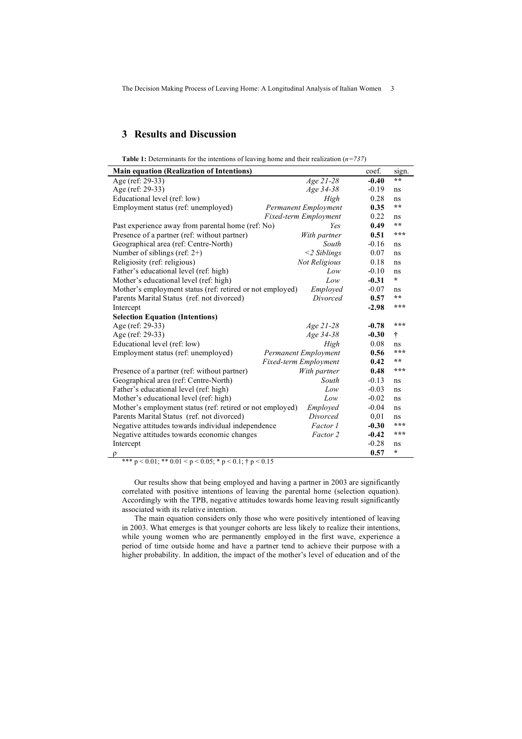## 3 Results and Discussion

**Table 1:** Determinants for the intentions of leaving home and their realization (*n=737*)

| **Main equation (Realization of Intentions)** | | coef. | sign. |
|---|---|---|---|
| Age (ref: 29-33) | *Age 21-28* | **-0.40** | ** |
| Age (ref: 29-33) | *Age 34-38* | -0.19 | ns |
| Educational level (ref: low) | *High* | 0.28 | ns |
| Employment status (ref: unemployed) | *Permanent Employment* | **0.35** | ** |
| | *Fixed-term Employment* | 0.22 | ns |
| Past experience away from parental home (ref: No) | *Yes* | **0.49** | ** |
| Presence of a partner (ref: without partner) | *With partner* | **0.51** | *** |
| Geographical area (ref: Centre-North) | *South* | -0.16 | ns |
| Number of siblings (ref: 2+) | *<2 Siblings* | 0.07 | ns |
| Religiosity (ref: religious) | *Not Religious* | 0.18 | ns |
| Father's educational level (ref: high) | *Low* | -0.10 | ns |
| Mother's educational level (ref: high) | *Low* | **-0.31** | * |
| Mother's employment status (ref: retired or not employed) | *Employed* | -0.07 | ns |
| Parents Marital Status (ref. not divorced) | *Divorced* | **0.57** | ** |
| Intercept | | **-2.98** | *** |
| **Selection Equation (Intentions)** | | | |
| Age (ref: 29-33) | *Age 21-28* | **-0.78** | *** |
| Age (ref: 29-33) | *Age 34-38* | **-0.30** | † |
| Educational level (ref: low) | *High* | 0.08 | ns |
| Employment status (ref: unemployed) | *Permanent Employment* | **0.56** | *** |
| | *Fixed-term Employment* | **0.42** | ** |
| Presence of a partner (ref: without partner) | *With partner* | **0.48** | *** |
| Geographical area (ref: Centre-North) | *South* | -0.13 | ns |
| Father's educational level (ref: high) | *Low* | -0.03 | ns |
| Mother's educational level (ref: high) | *Low* | -0.02 | ns |
| Mother's employment status (ref: retired or not employed) | *Employed* | -0.04 | ns |
| Parents Marital Status (ref. not divorced) | *Divorced* | 0,01 | ns |
| Negative attitudes towards individual independence | *Factor 1* | **-0.30** | *** |
| Negative attitudes towards economic changes | *Factor 2* | **-0.42** | *** |
| Intercept | | -0.28 | ns |
| $\rho$ | | **0.57** | * |

*** $p < 0.01$; ** $0.01 < p < 0.05$; * $p < 0.1$; † $p < 0.15$

Our results show that being employed and having a partner in 2003 are significantly correlated with positive intentions of leaving the parental home (selection equation). Accordingly with the TPB, negative attitudes towards home leaving result significantly associated with its relative intention.

The main equation considers only those who were positively intentioned of leaving in 2003. What emerges is that younger cohorts are less likely to realize their intentions, while young women who are permanently employed in the first wave, experience a period of time outside home and have a partner tend to achieve their purpose with a higher probability. In addition, the impact of the mother's level of education and of the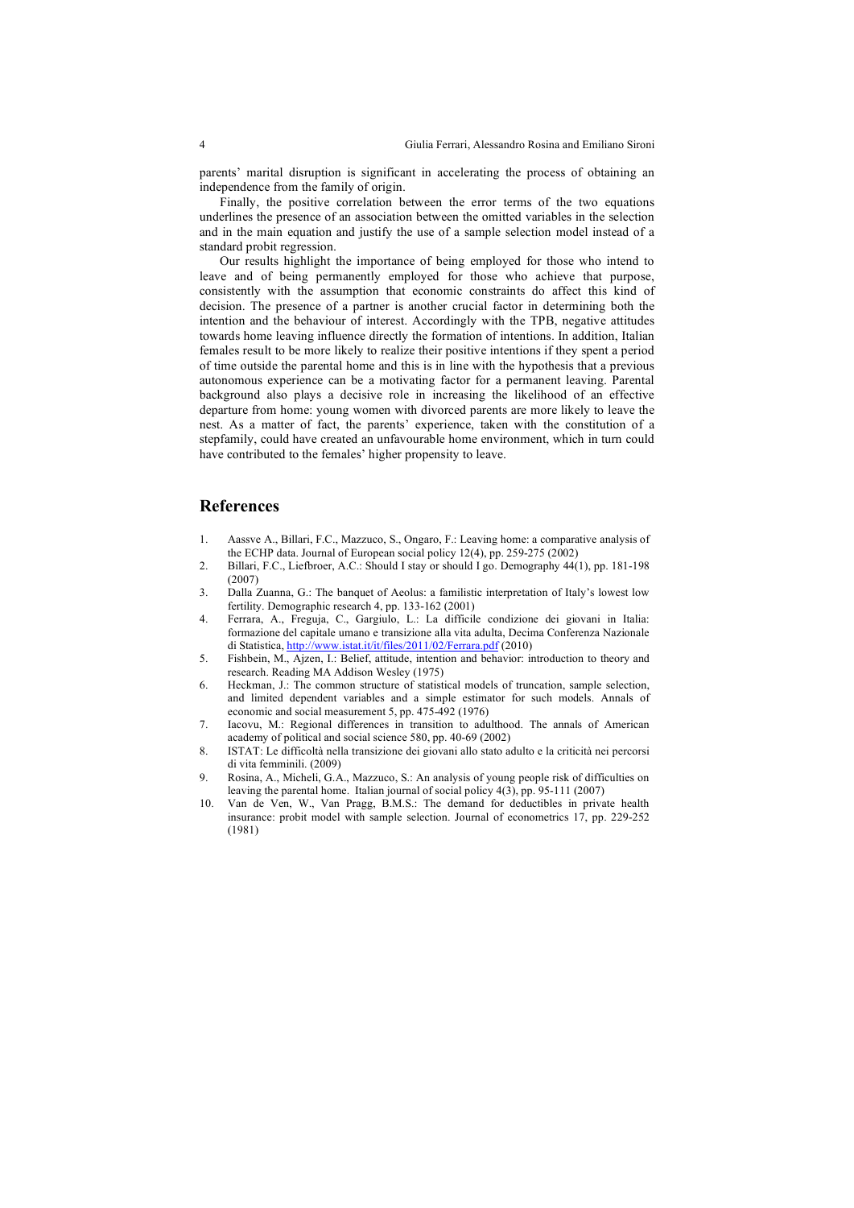parents' marital disruption is significant in accelerating the process of obtaining an independence from the family of origin.

Finally, the positive correlation between the error terms of the two equations underlines the presence of an association between the omitted variables in the selection and in the main equation and justify the use of a sample selection model instead of a standard probit regression.

Our results highlight the importance of being employed for those who intend to leave and of being permanently employed for those who achieve that purpose, consistently with the assumption that economic constraints do affect this kind of decision. The presence of a partner is another crucial factor in determining both the intention and the behaviour of interest. Accordingly with the TPB, negative attitudes towards home leaving influence directly the formation of intentions. In addition, Italian females result to be more likely to realize their positive intentions if they spent a period of time outside the parental home and this is in line with the hypothesis that a previous autonomous experience can be a motivating factor for a permanent leaving. Parental background also plays a decisive role in increasing the likelihood of an effective departure from home: young women with divorced parents are more likely to leave the nest. As a matter of fact, the parents' experience, taken with the constitution of a stepfamily, could have created an unfavourable home environment, which in turn could have contributed to the females' higher propensity to leave.

## References

1. Aassve A., Billari, F.C., Mazzuco, S., Ongaro, F.: Leaving home: a comparative analysis of the ECHP data. Journal of European social policy 12(4), pp. 259-275 (2002)
2. Billari, F.C., Liefbroer, A.C.: Should I stay or should I go. Demography 44(1), pp. 181-198 (2007)
3. Dalla Zuanna, G.: The banquet of Aeolus: a familistic interpretation of Italy's lowest low fertility. Demographic research 4, pp. 133-162 (2001)
4. Ferrara, A., Freguja, C., Gargiulo, L.: La difficile condizione dei giovani in Italia: formazione del capitale umano e transizione alla vita adulta, Decima Conferenza Nazionale di Statistica, http://www.istat.it/it/files/2011/02/Ferrara.pdf (2010)
5. Fishbein, M., Ajzen, I.: Belief, attitude, intention and behavior: introduction to theory and research. Reading MA Addison Wesley (1975)
6. Heckman, J.: The common structure of statistical models of truncation, sample selection, and limited dependent variables and a simple estimator for such models. Annals of economic and social measurement 5, pp. 475-492 (1976)
7. Iacovu, M.: Regional differences in transition to adulthood. The annals of American academy of political and social science 580, pp. 40-69 (2002)
8. ISTAT: Le difficoltà nella transizione dei giovani allo stato adulto e la criticità nei percorsi di vita femminili. (2009)
9. Rosina, A., Micheli, G.A., Mazzuco, S.: An analysis of young people risk of difficulties on leaving the parental home. Italian journal of social policy 4(3), pp. 95-111 (2007)
10. Van de Ven, W., Van Pragg, B.M.S.: The demand for deductibles in private health insurance: probit model with sample selection. Journal of econometrics 17, pp. 229-252 (1981)